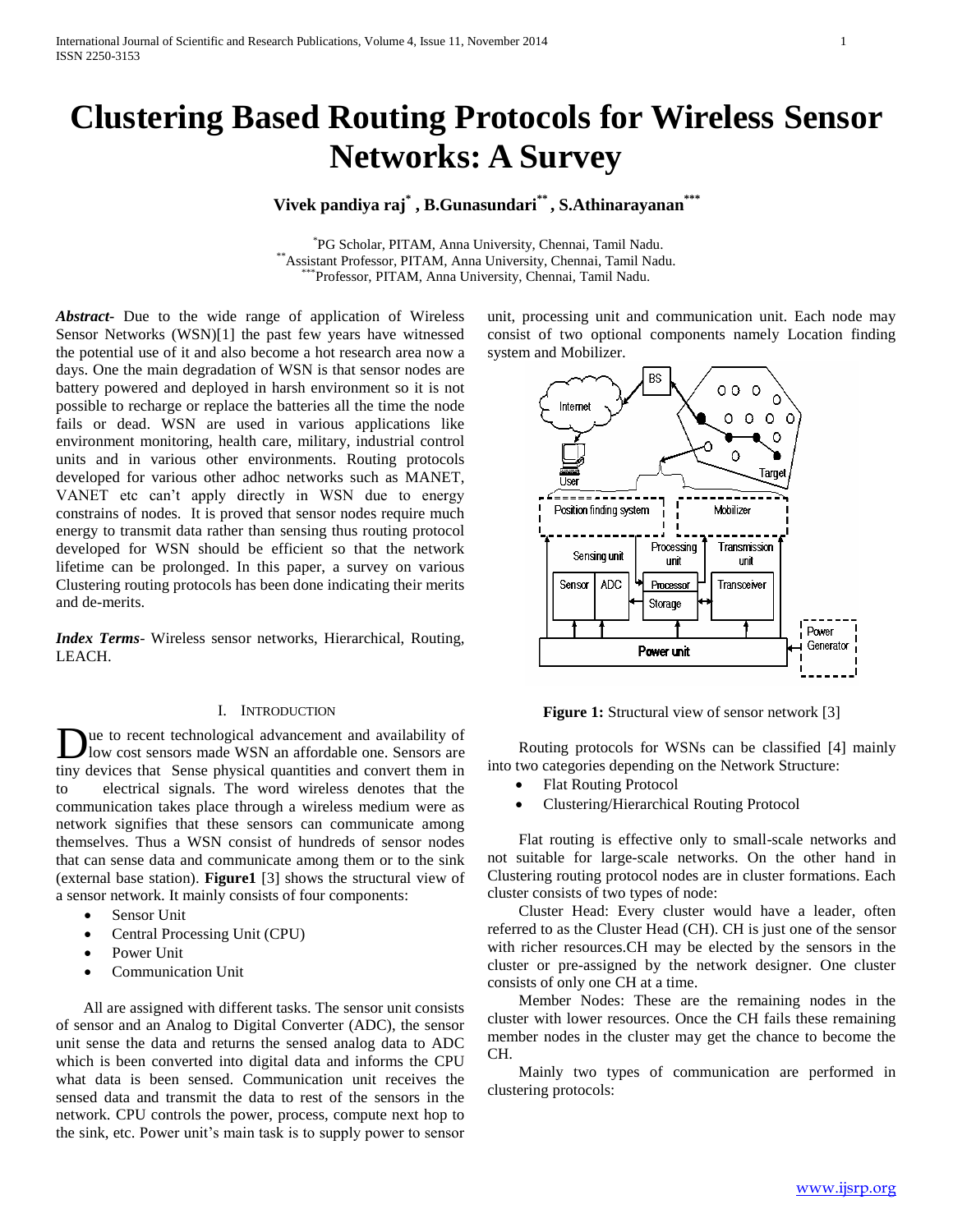# Clustering Based Routing Protocols for Wireless Sensor Networks: A Survey

**Vivek pandiya raj[*], B.Gunasundari[**], S.Athinarayanan[***]**

[*]PG Scholar, PITAM, Anna University, Chennai, Tamil Nadu.
[**]Assistant Professor, PITAM, Anna University, Chennai, Tamil Nadu.
[***]Professor, PITAM, Anna University, Chennai, Tamil Nadu.

***Abstract*****-** Due to the wide range of application of Wireless Sensor Networks (WSN)[1] the past few years have witnessed the potential use of it and also become a hot research area now a days. One the main degradation of WSN is that sensor nodes are battery powered and deployed in harsh environment so it is not possible to recharge or replace the batteries all the time the node fails or dead. WSN are used in various applications like environment monitoring, health care, military, industrial control units and in various other environments. Routing protocols developed for various other adhoc networks such as MANET, VANET etc can't apply directly in WSN due to energy constrains of nodes. It is proved that sensor nodes require much energy to transmit data rather than sensing thus routing protocol developed for WSN should be efficient so that the network lifetime can be prolonged. In this paper, a survey on various Clustering routing protocols has been done indicating their merits and de-merits.

***Index Terms*****-** Wireless sensor networks, Hierarchical, Routing, LEACH.

## I. Introduction

Due to recent technological advancement and availability of low cost sensors made WSN an affordable one. Sensors are tiny devices that Sense physical quantities and convert them in to electrical signals. The word wireless denotes that the communication takes place through a wireless medium were as network signifies that these sensors can communicate among themselves. Thus a WSN consist of hundreds of sensor nodes that can sense data and communicate among them or to the sink (external base station). **Figure1** [3] shows the structural view of a sensor network. It mainly consists of four components:

- Sensor Unit
- Central Processing Unit (CPU)
- Power Unit
- Communication Unit

All are assigned with different tasks. The sensor unit consists of sensor and an Analog to Digital Converter (ADC), the sensor unit sense the data and returns the sensed analog data to ADC which is been converted into digital data and informs the CPU what data is been sensed. Communication unit receives the sensed data and transmit the data to rest of the sensors in the network. CPU controls the power, process, compute next hop to the sink, etc. Power unit's main task is to supply power to sensor unit, processing unit and communication unit. Each node may consist of two optional components namely Location finding system and Mobilizer.

**Figure 1:** Structural view of sensor network [3]

Routing protocols for WSNs can be classified [4] mainly into two categories depending on the Network Structure:

- Flat Routing Protocol
- Clustering/Hierarchical Routing Protocol

Flat routing is effective only to small-scale networks and not suitable for large-scale networks. On the other hand in Clustering routing protocol nodes are in cluster formations. Each cluster consists of two types of node:

Cluster Head: Every cluster would have a leader, often referred to as the Cluster Head (CH). CH is just one of the sensor with richer resources.CH may be elected by the sensors in the cluster or pre-assigned by the network designer. One cluster consists of only one CH at a time.

Member Nodes: These are the remaining nodes in the cluster with lower resources. Once the CH fails these remaining member nodes in the cluster may get the chance to become the CH.

Mainly two types of communication are performed in clustering protocols: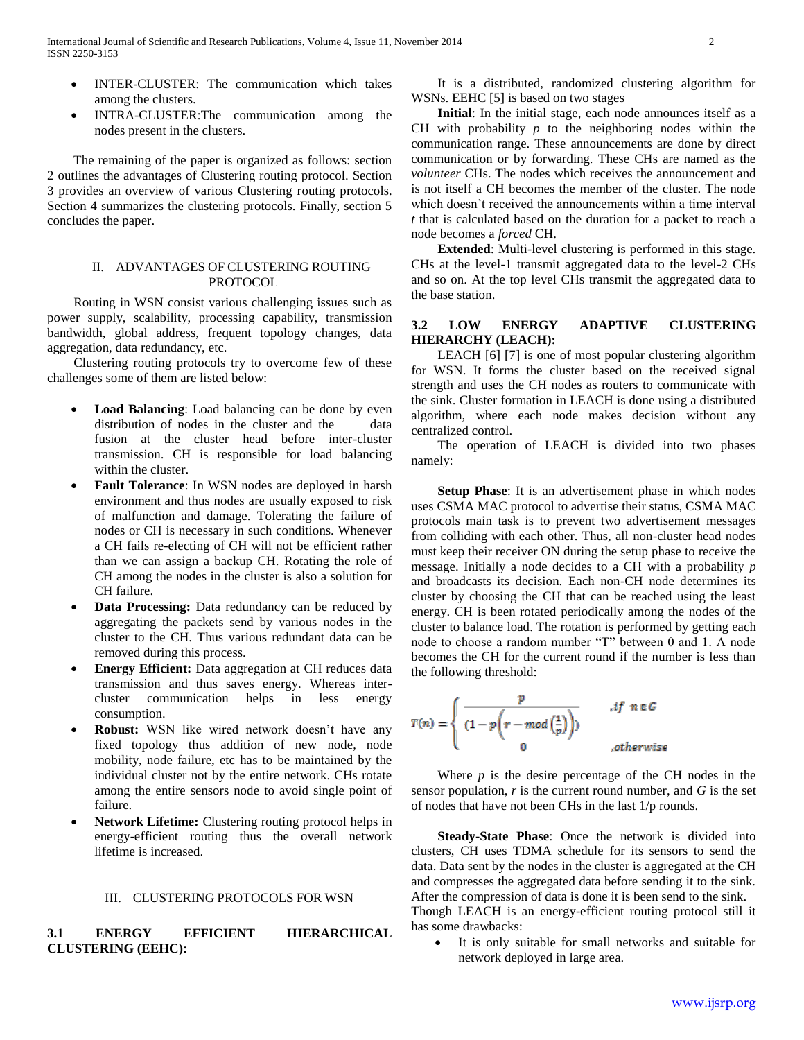- INTER-CLUSTER: The communication which takes among the clusters.
- INTRA-CLUSTER:The communication among the nodes present in the clusters.

The remaining of the paper is organized as follows: section 2 outlines the advantages of Clustering routing protocol. Section 3 provides an overview of various Clustering routing protocols. Section 4 summarizes the clustering protocols. Finally, section 5 concludes the paper.

## II. ADVANTAGES OF CLUSTERING ROUTING PROTOCOL

Routing in WSN consist various challenging issues such as power supply, scalability, processing capability, transmission bandwidth, global address, frequent topology changes, data aggregation, data redundancy, etc.

Clustering routing protocols try to overcome few of these challenges some of them are listed below:

- **Load Balancing**: Load balancing can be done by even distribution of nodes in the cluster and the data fusion at the cluster head before inter-cluster transmission. CH is responsible for load balancing within the cluster.
- **Fault Tolerance**: In WSN nodes are deployed in harsh environment and thus nodes are usually exposed to risk of malfunction and damage. Tolerating the failure of nodes or CH is necessary in such conditions. Whenever a CH fails re-electing of CH will not be efficient rather than we can assign a backup CH. Rotating the role of CH among the nodes in the cluster is also a solution for CH failure.
- **Data Processing:** Data redundancy can be reduced by aggregating the packets send by various nodes in the cluster to the CH. Thus various redundant data can be removed during this process.
- **Energy Efficient:** Data aggregation at CH reduces data transmission and thus saves energy. Whereas inter-cluster communication helps in less energy consumption.
- **Robust:** WSN like wired network doesn't have any fixed topology thus addition of new node, node mobility, node failure, etc has to be maintained by the individual cluster not by the entire network. CHs rotate among the entire sensors node to avoid single point of failure.
- **Network Lifetime:** Clustering routing protocol helps in energy-efficient routing thus the overall network lifetime is increased.

## III. CLUSTERING PROTOCOLS FOR WSN

### 3.1 ENERGY EFFICIENT HIERARCHICAL CLUSTERING (EEHC):

It is a distributed, randomized clustering algorithm for WSNs. EEHC [5] is based on two stages

**Initial**: In the initial stage, each node announces itself as a CH with probability $p$ to the neighboring nodes within the communication range. These announcements are done by direct communication or by forwarding. These CHs are named as the *volunteer* CHs. The nodes which receives the announcement and is not itself a CH becomes the member of the cluster. The node which doesn't received the announcements within a time interval $t$ that is calculated based on the duration for a packet to reach a node becomes a *forced* CH.

**Extended**: Multi-level clustering is performed in this stage. CHs at the level-1 transmit aggregated data to the level-2 CHs and so on. At the top level CHs transmit the aggregated data to the base station.

### 3.2 LOW ENERGY ADAPTIVE CLUSTERING HIERARCHY (LEACH):

LEACH [6] [7] is one of most popular clustering algorithm for WSN. It forms the cluster based on the received signal strength and uses the CH nodes as routers to communicate with the sink. Cluster formation in LEACH is done using a distributed algorithm, where each node makes decision without any centralized control.

The operation of LEACH is divided into two phases namely:

**Setup Phase**: It is an advertisement phase in which nodes uses CSMA MAC protocol to advertise their status, CSMA MAC protocols main task is to prevent two advertisement messages from colliding with each other. Thus, all non-cluster head nodes must keep their receiver ON during the setup phase to receive the message. Initially a node decides to a CH with a probability $p$ and broadcasts its decision. Each non-CH node determines its cluster by choosing the CH that can be reached using the least energy. CH is been rotated periodically among the nodes of the cluster to balance load. The rotation is performed by getting each node to choose a random number "T" between 0 and 1. A node becomes the CH for the current round if the number is less than the following threshold:

$$T(n) = \begin{cases} \dfrac{p}{\left(1 - p\left(r - mod\left(\frac{1}{p}\right)\right)\right)} & ,if \ n \in G \\ 0 & ,otherwise \end{cases}$$

Where $p$ is the desire percentage of the CH nodes in the sensor population, $r$ is the current round number, and $G$ is the set of nodes that have not been CHs in the last 1/p rounds.

**Steady-State Phase**: Once the network is divided into clusters, CH uses TDMA schedule for its sensors to send the data. Data sent by the nodes in the cluster is aggregated at the CH and compresses the aggregated data before sending it to the sink. After the compression of data is done it is been send to the sink.
Though LEACH is an energy-efficient routing protocol still it has some drawbacks:

- It is only suitable for small networks and suitable for network deployed in large area.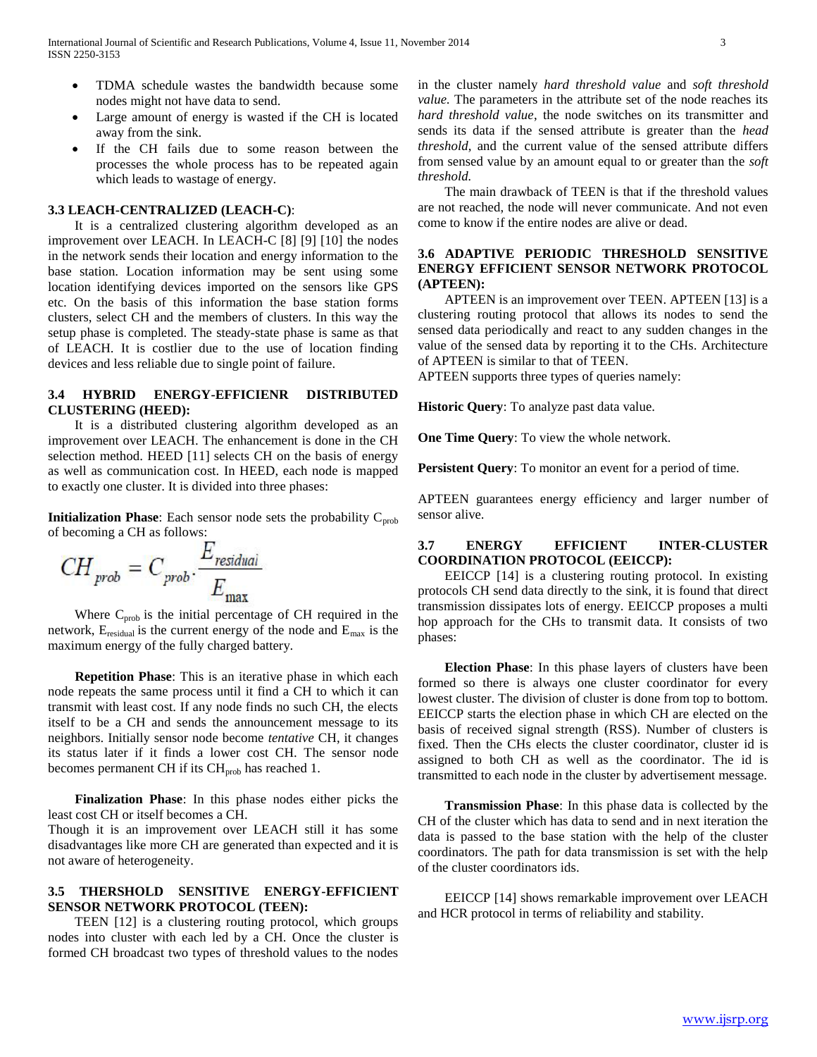- TDMA schedule wastes the bandwidth because some nodes might not have data to send.
- Large amount of energy is wasted if the CH is located away from the sink.
- If the CH fails due to some reason between the processes the whole process has to be repeated again which leads to wastage of energy.

### 3.3 LEACH-CENTRALIZED (LEACH-C):

It is a centralized clustering algorithm developed as an improvement over LEACH. In LEACH-C [8] [9] [10] the nodes in the network sends their location and energy information to the base station. Location information may be sent using some location identifying devices imported on the sensors like GPS etc. On the basis of this information the base station forms clusters, select CH and the members of clusters. In this way the setup phase is completed. The steady-state phase is same as that of LEACH. It is costlier due to the use of location finding devices and less reliable due to single point of failure.

### 3.4 HYBRID ENERGY-EFFICIENR DISTRIBUTED CLUSTERING (HEED):

It is a distributed clustering algorithm developed as an improvement over LEACH. The enhancement is done in the CH selection method. HEED [11] selects CH on the basis of energy as well as communication cost. In HEED, each node is mapped to exactly one cluster. It is divided into three phases:

**Initialization Phase**: Each sensor node sets the probability $C_{prob}$ of becoming a CH as follows:

$$CH_{prob} = C_{prob} \cdot \frac{E_{residuai}}{E_{max}}$$

Where $C_{prob}$ is the initial percentage of CH required in the network, $E_{residual}$ is the current energy of the node and $E_{max}$ is the maximum energy of the fully charged battery.

**Repetition Phase**: This is an iterative phase in which each node repeats the same process until it find a CH to which it can transmit with least cost. If any node finds no such CH, the elects itself to be a CH and sends the announcement message to its neighbors. Initially sensor node become *tentative* CH, it changes its status later if it finds a lower cost CH. The sensor node becomes permanent CH if its $CH_{prob}$ has reached 1.

**Finalization Phase**: In this phase nodes either picks the least cost CH or itself becomes a CH.

Though it is an improvement over LEACH still it has some disadvantages like more CH are generated than expected and it is not aware of heterogeneity.

### 3.5 THERSHOLD SENSITIVE ENERGY-EFFICIENT SENSOR NETWORK PROTOCOL (TEEN):

TEEN [12] is a clustering routing protocol, which groups nodes into cluster with each led by a CH. Once the cluster is formed CH broadcast two types of threshold values to the nodes in the cluster namely *hard threshold value* and *soft threshold value.* The parameters in the attribute set of the node reaches its *hard threshold value*, the node switches on its transmitter and sends its data if the sensed attribute is greater than the *head threshold*, and the current value of the sensed attribute differs from sensed value by an amount equal to or greater than the *soft threshold.*

The main drawback of TEEN is that if the threshold values are not reached, the node will never communicate. And not even come to know if the entire nodes are alive or dead.

### 3.6 ADAPTIVE PERIODIC THRESHOLD SENSITIVE ENERGY EFFICIENT SENSOR NETWORK PROTOCOL (APTEEN):

APTEEN is an improvement over TEEN. APTEEN [13] is a clustering routing protocol that allows its nodes to send the sensed data periodically and react to any sudden changes in the value of the sensed data by reporting it to the CHs. Architecture of APTEEN is similar to that of TEEN.

APTEEN supports three types of queries namely:

**Historic Query**: To analyze past data value.

**One Time Query**: To view the whole network.

**Persistent Query**: To monitor an event for a period of time.

APTEEN guarantees energy efficiency and larger number of sensor alive.

### 3.7 ENERGY EFFICIENT INTER-CLUSTER COORDINATION PROTOCOL (EEICCP):

EEICCP [14] is a clustering routing protocol. In existing protocols CH send data directly to the sink, it is found that direct transmission dissipates lots of energy. EEICCP proposes a multi hop approach for the CHs to transmit data. It consists of two phases:

**Election Phase**: In this phase layers of clusters have been formed so there is always one cluster coordinator for every lowest cluster. The division of cluster is done from top to bottom. EEICCP starts the election phase in which CH are elected on the basis of received signal strength (RSS). Number of clusters is fixed. Then the CHs elects the cluster coordinator, cluster id is assigned to both CH as well as the coordinator. The id is transmitted to each node in the cluster by advertisement message.

**Transmission Phase**: In this phase data is collected by the CH of the cluster which has data to send and in next iteration the data is passed to the base station with the help of the cluster coordinators. The path for data transmission is set with the help of the cluster coordinators ids.

EEICCP [14] shows remarkable improvement over LEACH and HCR protocol in terms of reliability and stability.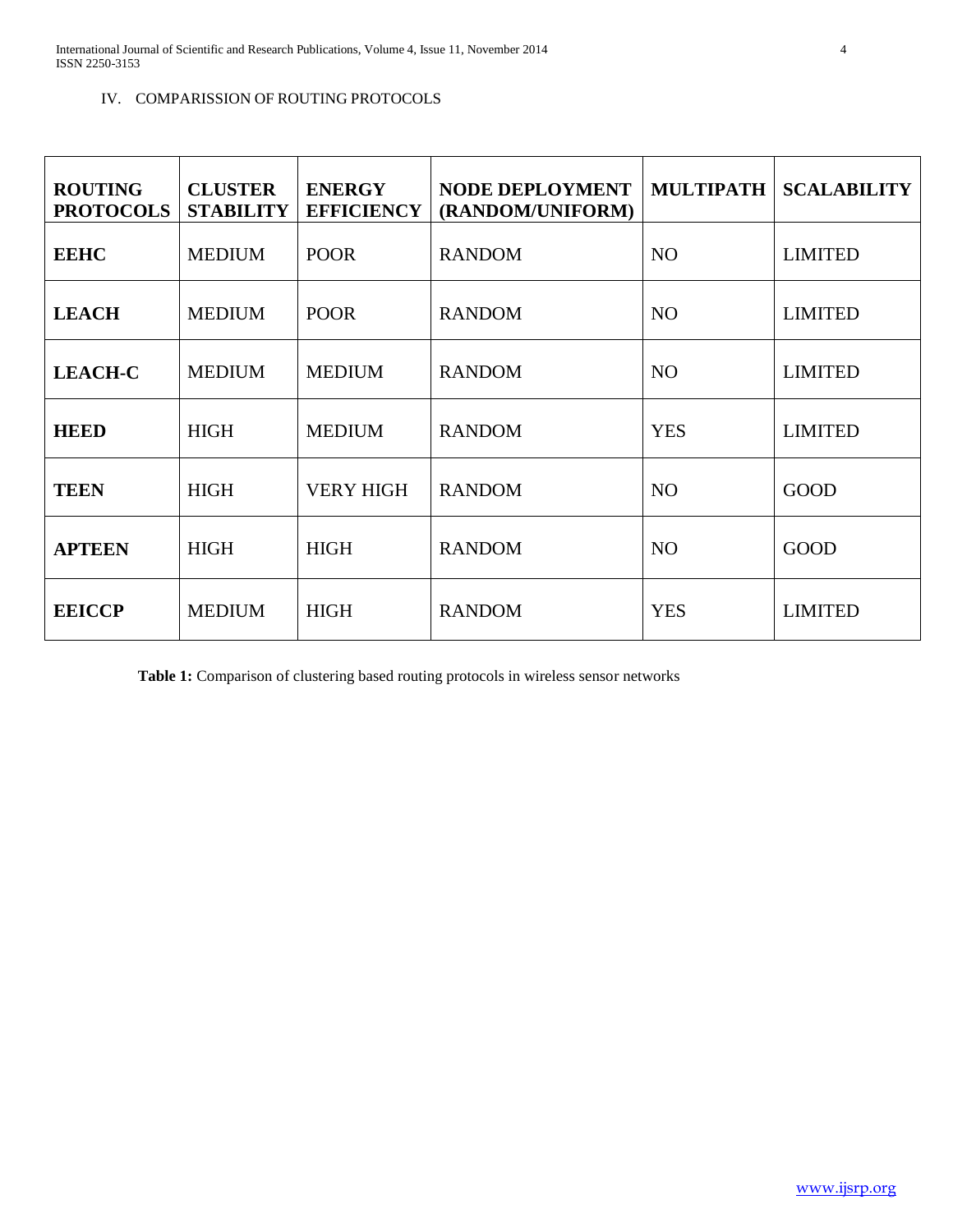## IV. COMPARISSION OF ROUTING PROTOCOLS

| ROUTING PROTOCOLS | CLUSTER STABILITY | ENERGY EFFICIENCY | NODE DEPLOYMENT (RANDOM/UNIFORM) | MULTIPATH | SCALABILITY |
|---|---|---|---|---|---|
| **EEHC** | MEDIUM | POOR | RANDOM | NO | LIMITED |
| **LEACH** | MEDIUM | POOR | RANDOM | NO | LIMITED |
| **LEACH-C** | MEDIUM | MEDIUM | RANDOM | NO | LIMITED |
| **HEED** | HIGH | MEDIUM | RANDOM | YES | LIMITED |
| **TEEN** | HIGH | VERY HIGH | RANDOM | NO | GOOD |
| **APTEEN** | HIGH | HIGH | RANDOM | NO | GOOD |
| **EEICCP** | MEDIUM | HIGH | RANDOM | YES | LIMITED |

**Table 1:** Comparison of clustering based routing protocols in wireless sensor networks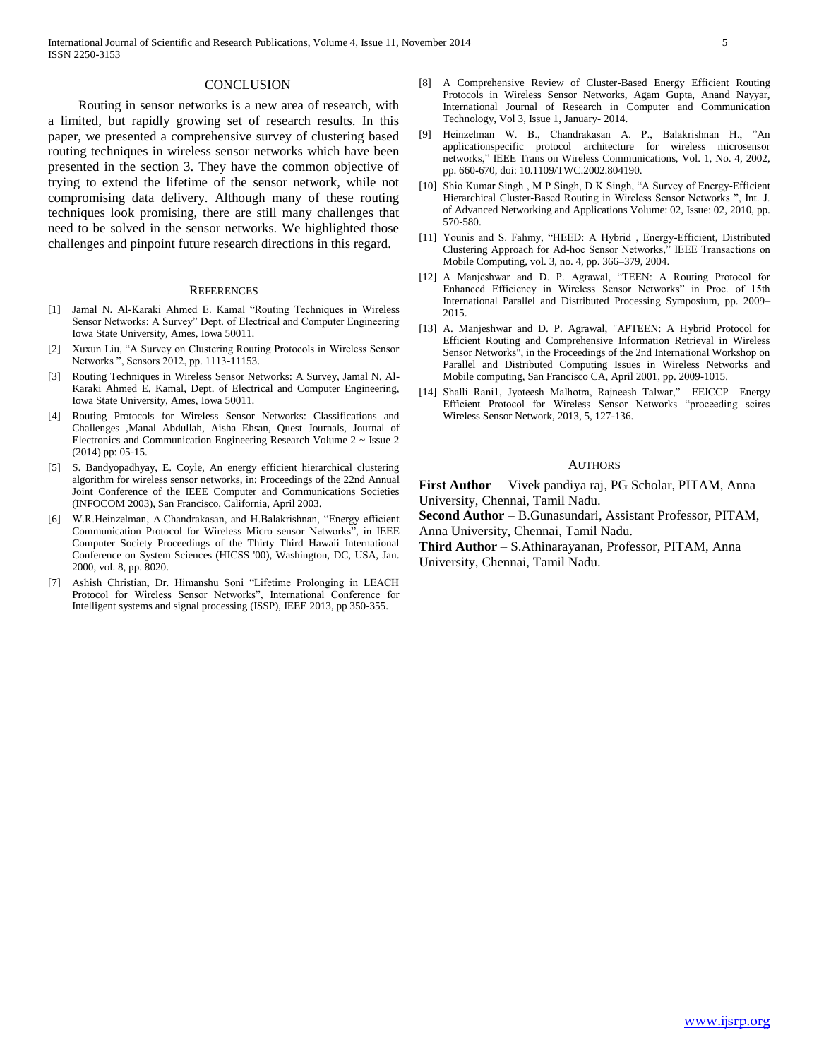## CONCLUSION

Routing in sensor networks is a new area of research, with a limited, but rapidly growing set of research results. In this paper, we presented a comprehensive survey of clustering based routing techniques in wireless sensor networks which have been presented in the section 3. They have the common objective of trying to extend the lifetime of the sensor network, while not compromising data delivery. Although many of these routing techniques look promising, there are still many challenges that need to be solved in the sensor networks. We highlighted those challenges and pinpoint future research directions in this regard.

## REFERENCES

[1] Jamal N. Al-Karaki Ahmed E. Kamal "Routing Techniques in Wireless Sensor Networks: A Survey" Dept. of Electrical and Computer Engineering Iowa State University, Ames, Iowa 50011.

[2] Xuxun Liu, "A Survey on Clustering Routing Protocols in Wireless Sensor Networks ", Sensors 2012, pp. 1113-11153.

[3] Routing Techniques in Wireless Sensor Networks: A Survey, Jamal N. Al-Karaki Ahmed E. Kamal, Dept. of Electrical and Computer Engineering, Iowa State University, Ames, Iowa 50011.

[4] Routing Protocols for Wireless Sensor Networks: Classifications and Challenges ,Manal Abdullah, Aisha Ehsan, Quest Journals, Journal of Electronics and Communication Engineering Research Volume 2 ~ Issue 2 (2014) pp: 05-15.

[5] S. Bandyopadhyay, E. Coyle, An energy efficient hierarchical clustering algorithm for wireless sensor networks, in: Proceedings of the 22nd Annual Joint Conference of the IEEE Computer and Communications Societies (INFOCOM 2003), San Francisco, California, April 2003.

[6] W.R.Heinzelman, A.Chandrakasan, and H.Balakrishnan, "Energy efficient Communication Protocol for Wireless Micro sensor Networks", in IEEE Computer Society Proceedings of the Thirty Third Hawaii International Conference on System Sciences (HICSS '00), Washington, DC, USA, Jan. 2000, vol. 8, pp. 8020.

[7] Ashish Christian, Dr. Himanshu Soni "Lifetime Prolonging in LEACH Protocol for Wireless Sensor Networks", International Conference for Intelligent systems and signal processing (ISSP), IEEE 2013, pp 350-355.

[8] A Comprehensive Review of Cluster-Based Energy Efficient Routing Protocols in Wireless Sensor Networks, Agam Gupta, Anand Nayyar, International Journal of Research in Computer and Communication Technology, Vol 3, Issue 1, January- 2014.

[9] Heinzelman W. B., Chandrakasan A. P., Balakrishnan H., "An applicationspecific protocol architecture for wireless microsensor networks," IEEE Trans on Wireless Communications, Vol. 1, No. 4, 2002, pp. 660-670, doi: 10.1109/TWC.2002.804190.

[10] Shio Kumar Singh , M P Singh, D K Singh, "A Survey of Energy-Efficient Hierarchical Cluster-Based Routing in Wireless Sensor Networks ", Int. J. of Advanced Networking and Applications Volume: 02, Issue: 02, 2010, pp. 570-580.

[11] Younis and S. Fahmy, "HEED: A Hybrid , Energy-Efficient, Distributed Clustering Approach for Ad-hoc Sensor Networks," IEEE Transactions on Mobile Computing, vol. 3, no. 4, pp. 366–379, 2004.

[12] A Manjeshwar and D. P. Agrawal, "TEEN: A Routing Protocol for Enhanced Efficiency in Wireless Sensor Networks" in Proc. of 15th International Parallel and Distributed Processing Symposium, pp. 2009–2015.

[13] A. Manjeshwar and D. P. Agrawal, "APTEEN: A Hybrid Protocol for Efficient Routing and Comprehensive Information Retrieval in Wireless Sensor Networks", in the Proceedings of the 2nd International Workshop on Parallel and Distributed Computing Issues in Wireless Networks and Mobile computing, San Francisco CA, April 2001, pp. 2009-1015.

[14] Shalli Rani1, Jyoteesh Malhotra, Rajneesh Talwar," EEICCP—Energy Efficient Protocol for Wireless Sensor Networks "proceeding scires Wireless Sensor Network, 2013, 5, 127-136.

## AUTHORS

**First Author** – Vivek pandiya raj, PG Scholar, PITAM, Anna University, Chennai, Tamil Nadu.

**Second Author** – B.Gunasundari, Assistant Professor, PITAM, Anna University, Chennai, Tamil Nadu.

**Third Author** – S.Athinarayanan, Professor, PITAM, Anna University, Chennai, Tamil Nadu.